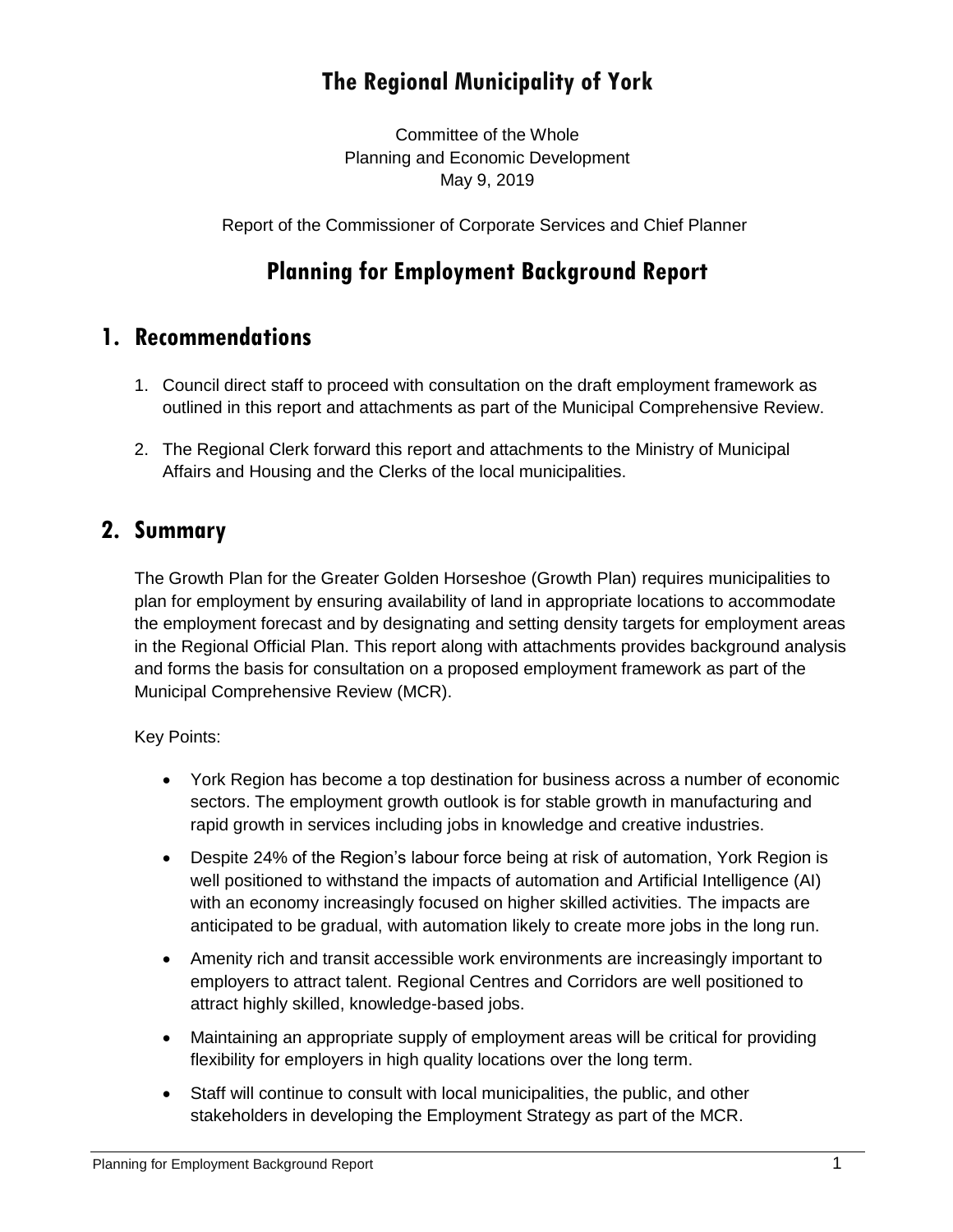# The Regional Municipality of York

Committee of the Whole
Planning and Economic Development
May 9, 2019

Report of the Commissioner of Corporate Services and Chief Planner

# Planning for Employment Background Report

## 1. Recommendations

1. Council direct staff to proceed with consultation on the draft employment framework as outlined in this report and attachments as part of the Municipal Comprehensive Review.
2. The Regional Clerk forward this report and attachments to the Ministry of Municipal Affairs and Housing and the Clerks of the local municipalities.

## 2. Summary

The Growth Plan for the Greater Golden Horseshoe (Growth Plan) requires municipalities to plan for employment by ensuring availability of land in appropriate locations to accommodate the employment forecast and by designating and setting density targets for employment areas in the Regional Official Plan. This report along with attachments provides background analysis and forms the basis for consultation on a proposed employment framework as part of the Municipal Comprehensive Review (MCR).

Key Points:

- York Region has become a top destination for business across a number of economic sectors. The employment growth outlook is for stable growth in manufacturing and rapid growth in services including jobs in knowledge and creative industries.
- Despite 24% of the Region's labour force being at risk of automation, York Region is well positioned to withstand the impacts of automation and Artificial Intelligence (AI) with an economy increasingly focused on higher skilled activities. The impacts are anticipated to be gradual, with automation likely to create more jobs in the long run.
- Amenity rich and transit accessible work environments are increasingly important to employers to attract talent. Regional Centres and Corridors are well positioned to attract highly skilled, knowledge-based jobs.
- Maintaining an appropriate supply of employment areas will be critical for providing flexibility for employers in high quality locations over the long term.
- Staff will continue to consult with local municipalities, the public, and other stakeholders in developing the Employment Strategy as part of the MCR.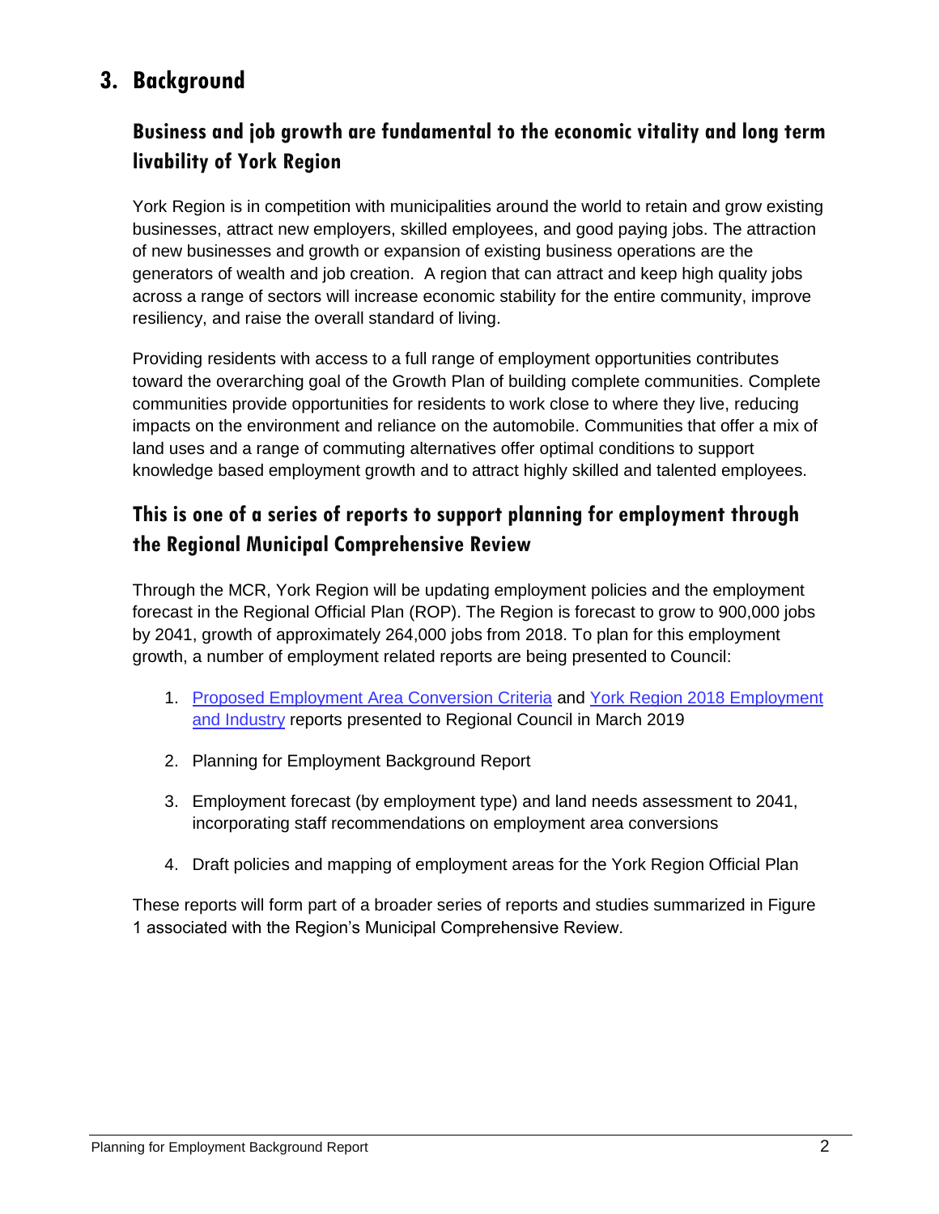# 3. Background

## Business and job growth are fundamental to the economic vitality and long term livability of York Region

York Region is in competition with municipalities around the world to retain and grow existing businesses, attract new employers, skilled employees, and good paying jobs. The attraction of new businesses and growth or expansion of existing business operations are the generators of wealth and job creation. A region that can attract and keep high quality jobs across a range of sectors will increase economic stability for the entire community, improve resiliency, and raise the overall standard of living.

Providing residents with access to a full range of employment opportunities contributes toward the overarching goal of the Growth Plan of building complete communities. Complete communities provide opportunities for residents to work close to where they live, reducing impacts on the environment and reliance on the automobile. Communities that offer a mix of land uses and a range of commuting alternatives offer optimal conditions to support knowledge based employment growth and to attract highly skilled and talented employees.

## This is one of a series of reports to support planning for employment through the Regional Municipal Comprehensive Review

Through the MCR, York Region will be updating employment policies and the employment forecast in the Regional Official Plan (ROP). The Region is forecast to grow to 900,000 jobs by 2041, growth of approximately 264,000 jobs from 2018. To plan for this employment growth, a number of employment related reports are being presented to Council:

1. Proposed Employment Area Conversion Criteria and York Region 2018 Employment and Industry reports presented to Regional Council in March 2019
2. Planning for Employment Background Report
3. Employment forecast (by employment type) and land needs assessment to 2041, incorporating staff recommendations on employment area conversions
4. Draft policies and mapping of employment areas for the York Region Official Plan

These reports will form part of a broader series of reports and studies summarized in Figure 1 associated with the Region's Municipal Comprehensive Review.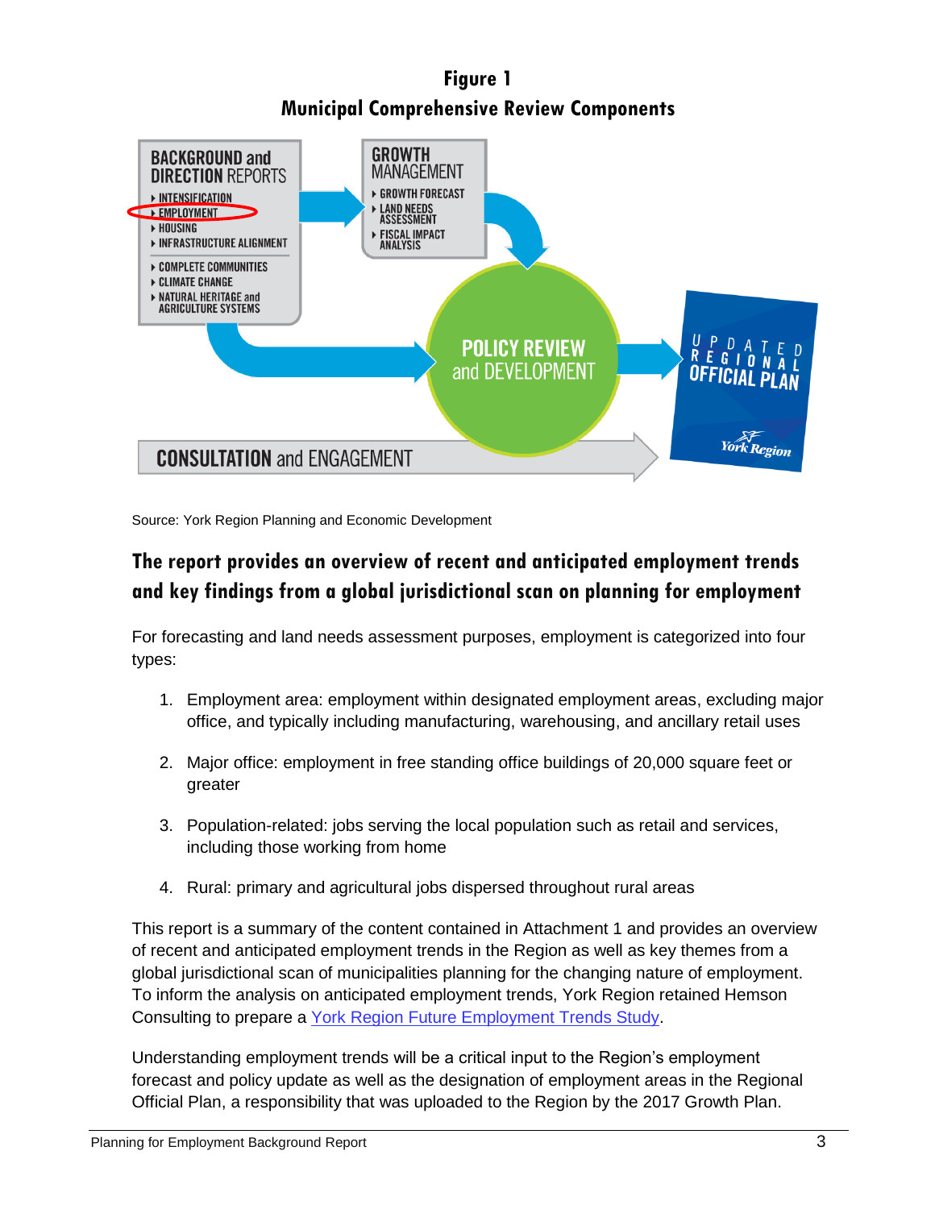**Figure 1**

**Municipal Comprehensive Review Components**

BACKGROUND and DIRECTION REPORTS
- INTENSIFICATION
- EMPLOYMENT
- HOUSING
- INFRASTRUCTURE ALIGNMENT
- COMPLETE COMMUNITIES
- CLIMATE CHANGE
- NATURAL HERITAGE and AGRICULTURE SYSTEMS

GROWTH MANAGEMENT
- GROWTH FORECAST
- LAND NEEDS ASSESSMENT
- FISCAL IMPACT ANALYSIS

POLICY REVIEW and DEVELOPMENT

UPDATED REGIONAL OFFICIAL PLAN

York Region

CONSULTATION and ENGAGEMENT

Source: York Region Planning and Economic Development

## The report provides an overview of recent and anticipated employment trends and key findings from a global jurisdictional scan on planning for employment

For forecasting and land needs assessment purposes, employment is categorized into four types:

1. Employment area: employment within designated employment areas, excluding major office, and typically including manufacturing, warehousing, and ancillary retail uses

2. Major office: employment in free standing office buildings of 20,000 square feet or greater

3. Population-related: jobs serving the local population such as retail and services, including those working from home

4. Rural: primary and agricultural jobs dispersed throughout rural areas

This report is a summary of the content contained in Attachment 1 and provides an overview of recent and anticipated employment trends in the Region as well as key themes from a global jurisdictional scan of municipalities planning for the changing nature of employment. To inform the analysis on anticipated employment trends, York Region retained Hemson Consulting to prepare a York Region Future Employment Trends Study.

Understanding employment trends will be a critical input to the Region's employment forecast and policy update as well as the designation of employment areas in the Regional Official Plan, a responsibility that was uploaded to the Region by the 2017 Growth Plan.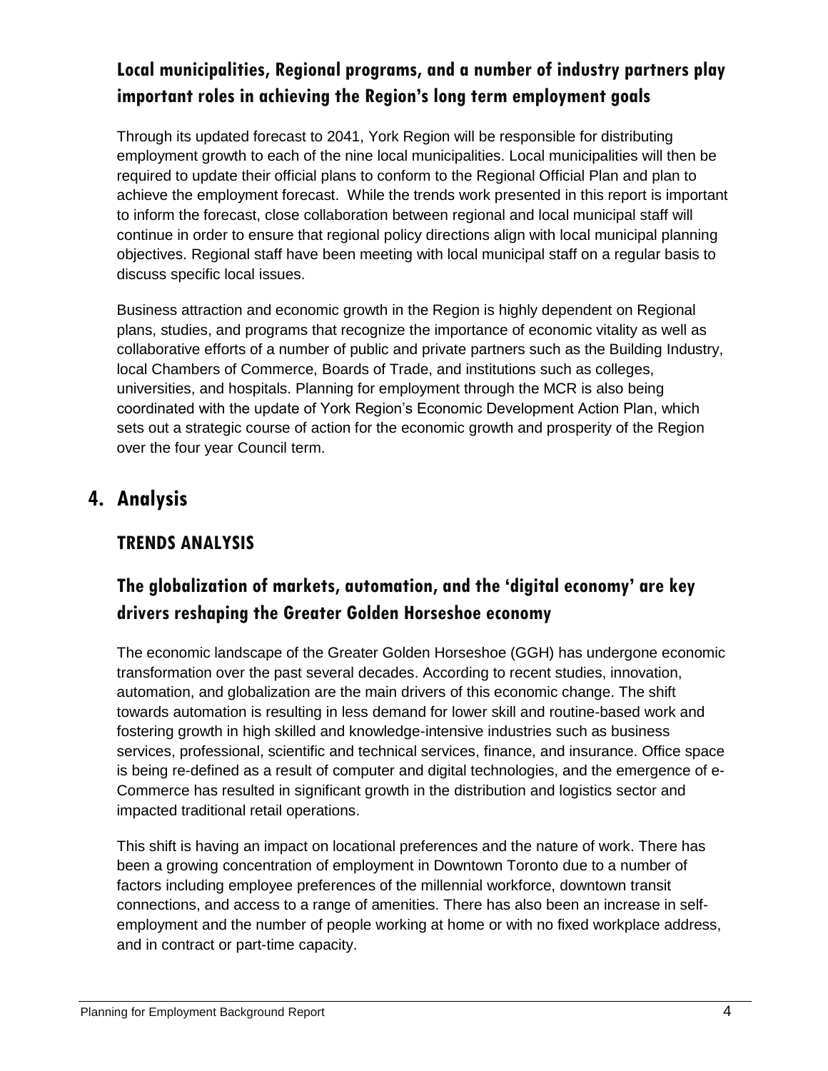### Local municipalities, Regional programs, and a number of industry partners play important roles in achieving the Region's long term employment goals

Through its updated forecast to 2041, York Region will be responsible for distributing employment growth to each of the nine local municipalities. Local municipalities will then be required to update their official plans to conform to the Regional Official Plan and plan to achieve the employment forecast. While the trends work presented in this report is important to inform the forecast, close collaboration between regional and local municipal staff will continue in order to ensure that regional policy directions align with local municipal planning objectives. Regional staff have been meeting with local municipal staff on a regular basis to discuss specific local issues.

Business attraction and economic growth in the Region is highly dependent on Regional plans, studies, and programs that recognize the importance of economic vitality as well as collaborative efforts of a number of public and private partners such as the Building Industry, local Chambers of Commerce, Boards of Trade, and institutions such as colleges, universities, and hospitals. Planning for employment through the MCR is also being coordinated with the update of York Region's Economic Development Action Plan, which sets out a strategic course of action for the economic growth and prosperity of the Region over the four year Council term.

## 4. Analysis

### TRENDS ANALYSIS

### The globalization of markets, automation, and the 'digital economy' are key drivers reshaping the Greater Golden Horseshoe economy

The economic landscape of the Greater Golden Horseshoe (GGH) has undergone economic transformation over the past several decades. According to recent studies, innovation, automation, and globalization are the main drivers of this economic change. The shift towards automation is resulting in less demand for lower skill and routine-based work and fostering growth in high skilled and knowledge-intensive industries such as business services, professional, scientific and technical services, finance, and insurance. Office space is being re-defined as a result of computer and digital technologies, and the emergence of e-Commerce has resulted in significant growth in the distribution and logistics sector and impacted traditional retail operations.

This shift is having an impact on locational preferences and the nature of work. There has been a growing concentration of employment in Downtown Toronto due to a number of factors including employee preferences of the millennial workforce, downtown transit connections, and access to a range of amenities. There has also been an increase in self-employment and the number of people working at home or with no fixed workplace address, and in contract or part-time capacity.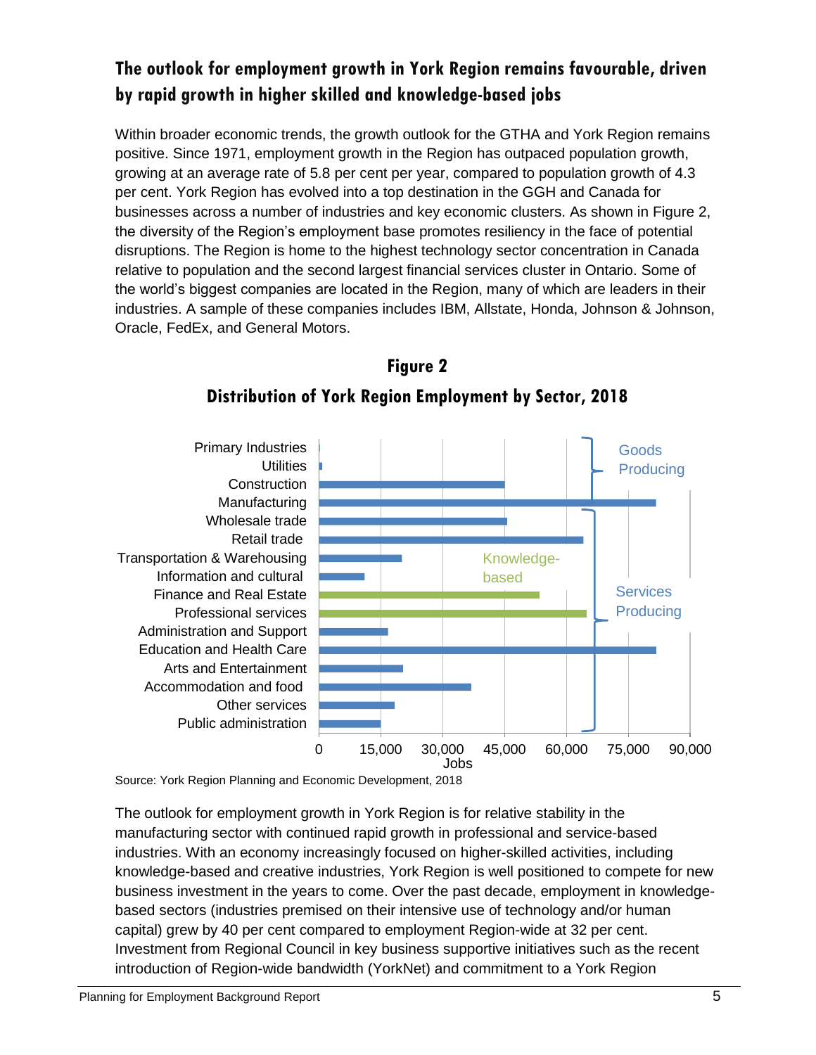## The outlook for employment growth in York Region remains favourable, driven by rapid growth in higher skilled and knowledge-based jobs

Within broader economic trends, the growth outlook for the GTHA and York Region remains positive. Since 1971, employment growth in the Region has outpaced population growth, growing at an average rate of 5.8 per cent per year, compared to population growth of 4.3 per cent. York Region has evolved into a top destination in the GGH and Canada for businesses across a number of industries and key economic clusters. As shown in Figure 2, the diversity of the Region's employment base promotes resiliency in the face of potential disruptions. The Region is home to the highest technology sector concentration in Canada relative to population and the second largest financial services cluster in Ontario. Some of the world's biggest companies are located in the Region, many of which are leaders in their industries. A sample of these companies includes IBM, Allstate, Honda, Johnson & Johnson, Oracle, FedEx, and General Motors.

### Figure 2

### Distribution of York Region Employment by Sector, 2018

| Sector | Jobs (approx.) | Group |
|---|---|---|
| Primary Industries | ~0 | Goods Producing |
| Utilities | ~1,000 | Goods Producing |
| Construction | ~45,000 | Goods Producing |
| Manufacturing | ~82,000 | Goods Producing |
| Wholesale trade | ~45,500 | Services Producing |
| Retail trade | ~64,000 | Services Producing |
| Transportation & Warehousing | ~20,000 | Services Producing |
| Information and cultural | ~11,000 | Services Producing |
| Finance and Real Estate | ~53,500 | Services Producing (Knowledge-based) |
| Professional services | ~65,000 | Services Producing (Knowledge-based) |
| Administration and Support | ~17,000 | Services Producing |
| Education and Health Care | ~82,000 | Services Producing |
| Arts and Entertainment | ~20,500 | Services Producing |
| Accommodation and food | ~37,000 | Services Producing |
| Other services | ~18,500 | Services Producing |
| Public administration | ~15,000 | Services Producing |

Source: York Region Planning and Economic Development, 2018

The outlook for employment growth in York Region is for relative stability in the manufacturing sector with continued rapid growth in professional and service-based industries. With an economy increasingly focused on higher-skilled activities, including knowledge-based and creative industries, York Region is well positioned to compete for new business investment in the years to come. Over the past decade, employment in knowledge-based sectors (industries premised on their intensive use of technology and/or human capital) grew by 40 per cent compared to employment Region-wide at 32 per cent. Investment from Regional Council in key business supportive initiatives such as the recent introduction of Region-wide bandwidth (YorkNet) and commitment to a York Region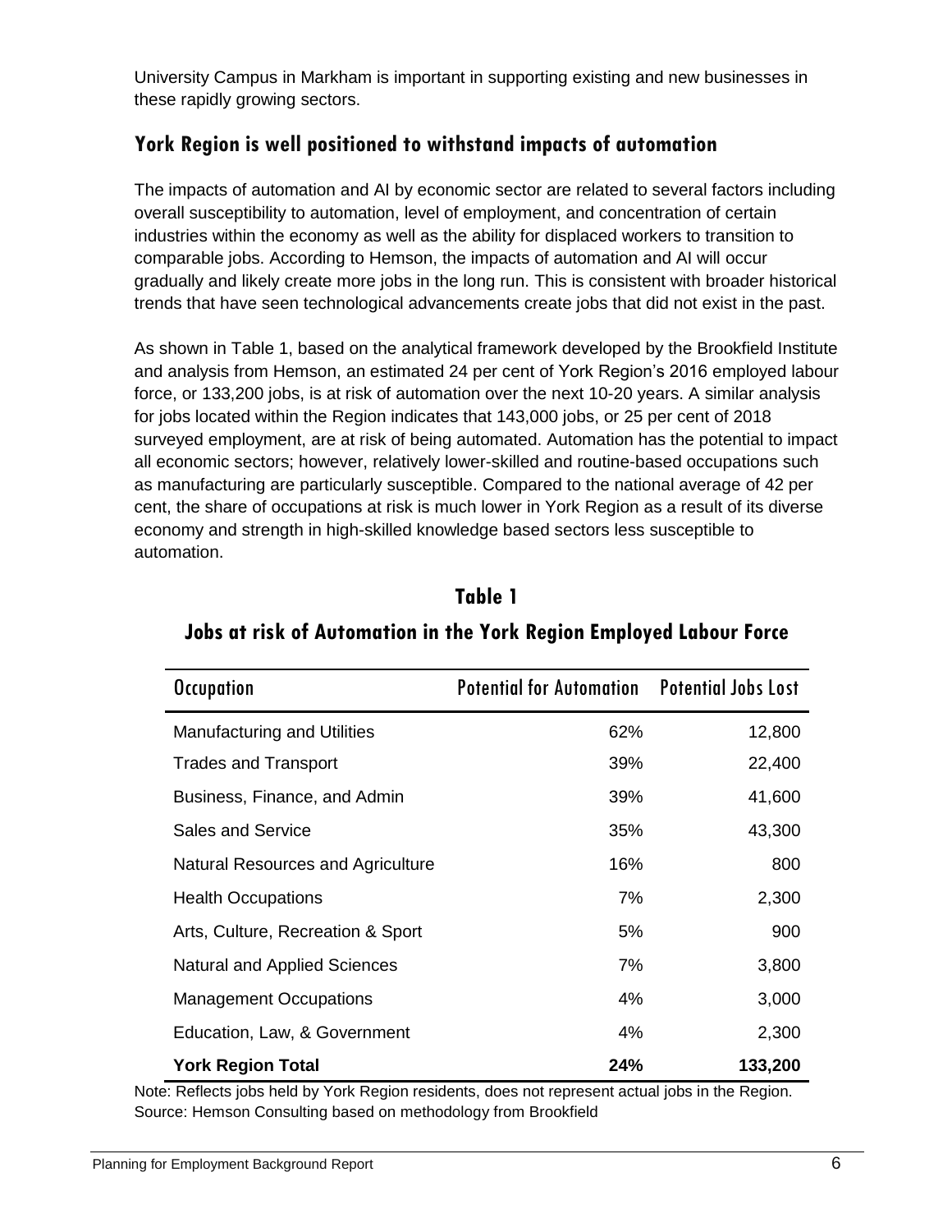University Campus in Markham is important in supporting existing and new businesses in these rapidly growing sectors.

## York Region is well positioned to withstand impacts of automation

The impacts of automation and AI by economic sector are related to several factors including overall susceptibility to automation, level of employment, and concentration of certain industries within the economy as well as the ability for displaced workers to transition to comparable jobs. According to Hemson, the impacts of automation and AI will occur gradually and likely create more jobs in the long run. This is consistent with broader historical trends that have seen technological advancements create jobs that did not exist in the past.

As shown in Table 1, based on the analytical framework developed by the Brookfield Institute and analysis from Hemson, an estimated 24 per cent of York Region's 2016 employed labour force, or 133,200 jobs, is at risk of automation over the next 10-20 years. A similar analysis for jobs located within the Region indicates that 143,000 jobs, or 25 per cent of 2018 surveyed employment, are at risk of being automated. Automation has the potential to impact all economic sectors; however, relatively lower-skilled and routine-based occupations such as manufacturing are particularly susceptible. Compared to the national average of 42 per cent, the share of occupations at risk is much lower in York Region as a result of its diverse economy and strength in high-skilled knowledge based sectors less susceptible to automation.

**Table 1**

**Jobs at risk of Automation in the York Region Employed Labour Force**

| Occupation | Potential for Automation | Potential Jobs Lost |
|---|---:|---:|
| Manufacturing and Utilities | 62% | 12,800 |
| Trades and Transport | 39% | 22,400 |
| Business, Finance, and Admin | 39% | 41,600 |
| Sales and Service | 35% | 43,300 |
| Natural Resources and Agriculture | 16% | 800 |
| Health Occupations | 7% | 2,300 |
| Arts, Culture, Recreation & Sport | 5% | 900 |
| Natural and Applied Sciences | 7% | 3,800 |
| Management Occupations | 4% | 3,000 |
| Education, Law, & Government | 4% | 2,300 |
| **York Region Total** | **24%** | **133,200** |

Note: Reflects jobs held by York Region residents, does not represent actual jobs in the Region.
Source: Hemson Consulting based on methodology from Brookfield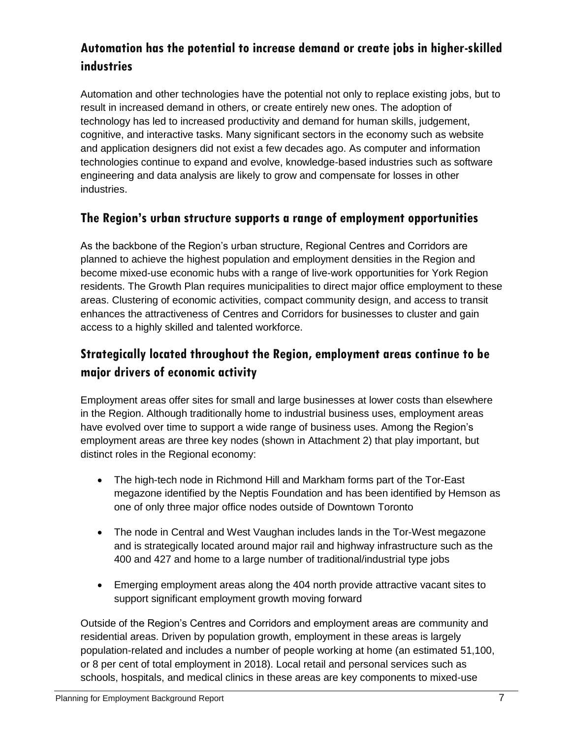## Automation has the potential to increase demand or create jobs in higher-skilled industries

Automation and other technologies have the potential not only to replace existing jobs, but to result in increased demand in others, or create entirely new ones. The adoption of technology has led to increased productivity and demand for human skills, judgement, cognitive, and interactive tasks. Many significant sectors in the economy such as website and application designers did not exist a few decades ago. As computer and information technologies continue to expand and evolve, knowledge-based industries such as software engineering and data analysis are likely to grow and compensate for losses in other industries.

## The Region's urban structure supports a range of employment opportunities

As the backbone of the Region's urban structure, Regional Centres and Corridors are planned to achieve the highest population and employment densities in the Region and become mixed-use economic hubs with a range of live-work opportunities for York Region residents. The Growth Plan requires municipalities to direct major office employment to these areas. Clustering of economic activities, compact community design, and access to transit enhances the attractiveness of Centres and Corridors for businesses to cluster and gain access to a highly skilled and talented workforce.

## Strategically located throughout the Region, employment areas continue to be major drivers of economic activity

Employment areas offer sites for small and large businesses at lower costs than elsewhere in the Region. Although traditionally home to industrial business uses, employment areas have evolved over time to support a wide range of business uses. Among the Region's employment areas are three key nodes (shown in Attachment 2) that play important, but distinct roles in the Regional economy:

- The high-tech node in Richmond Hill and Markham forms part of the Tor-East megazone identified by the Neptis Foundation and has been identified by Hemson as one of only three major office nodes outside of Downtown Toronto
- The node in Central and West Vaughan includes lands in the Tor-West megazone and is strategically located around major rail and highway infrastructure such as the 400 and 427 and home to a large number of traditional/industrial type jobs
- Emerging employment areas along the 404 north provide attractive vacant sites to support significant employment growth moving forward

Outside of the Region's Centres and Corridors and employment areas are community and residential areas. Driven by population growth, employment in these areas is largely population-related and includes a number of people working at home (an estimated 51,100, or 8 per cent of total employment in 2018). Local retail and personal services such as schools, hospitals, and medical clinics in these areas are key components to mixed-use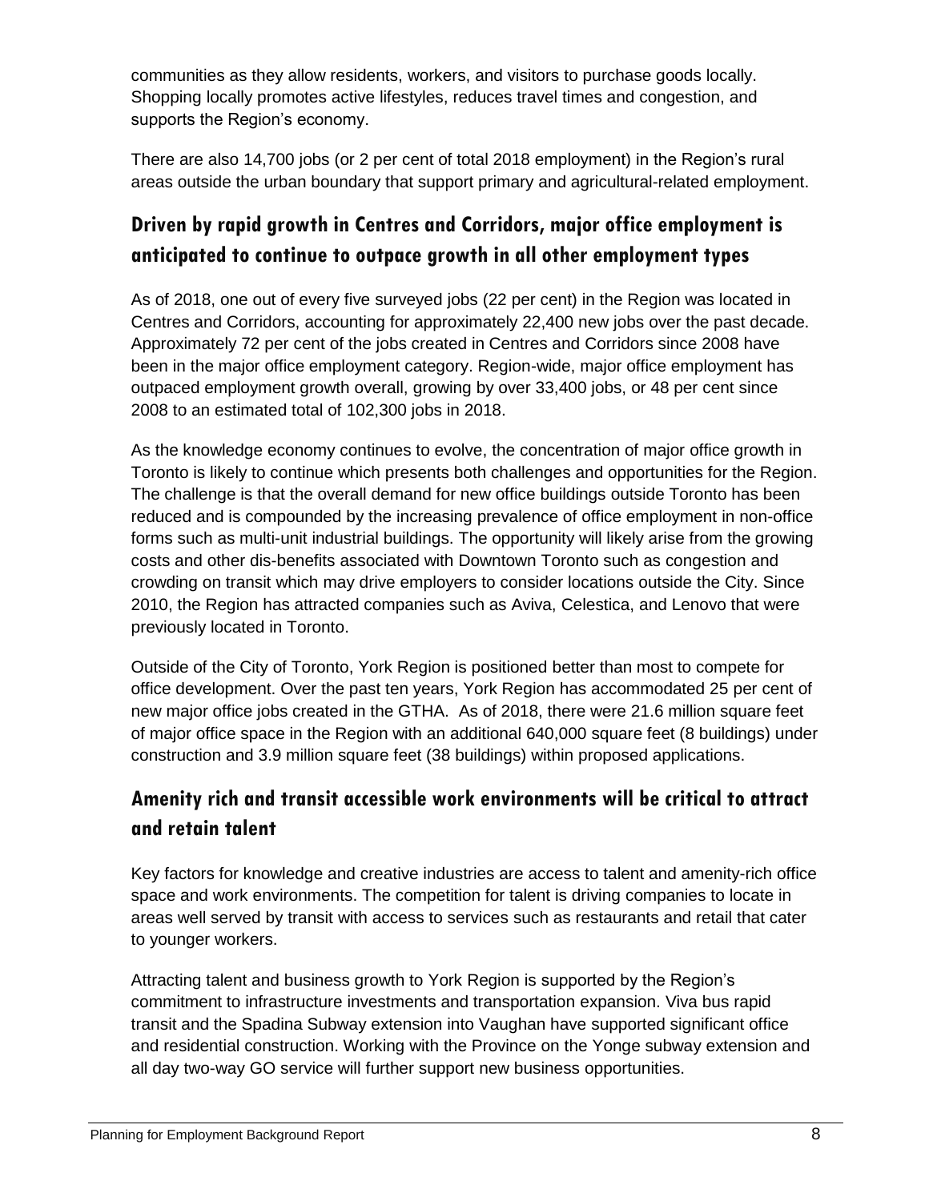communities as they allow residents, workers, and visitors to purchase goods locally. Shopping locally promotes active lifestyles, reduces travel times and congestion, and supports the Region's economy.

There are also 14,700 jobs (or 2 per cent of total 2018 employment) in the Region's rural areas outside the urban boundary that support primary and agricultural-related employment.

## Driven by rapid growth in Centres and Corridors, major office employment is anticipated to continue to outpace growth in all other employment types

As of 2018, one out of every five surveyed jobs (22 per cent) in the Region was located in Centres and Corridors, accounting for approximately 22,400 new jobs over the past decade. Approximately 72 per cent of the jobs created in Centres and Corridors since 2008 have been in the major office employment category. Region-wide, major office employment has outpaced employment growth overall, growing by over 33,400 jobs, or 48 per cent since 2008 to an estimated total of 102,300 jobs in 2018.

As the knowledge economy continues to evolve, the concentration of major office growth in Toronto is likely to continue which presents both challenges and opportunities for the Region. The challenge is that the overall demand for new office buildings outside Toronto has been reduced and is compounded by the increasing prevalence of office employment in non-office forms such as multi-unit industrial buildings. The opportunity will likely arise from the growing costs and other dis-benefits associated with Downtown Toronto such as congestion and crowding on transit which may drive employers to consider locations outside the City. Since 2010, the Region has attracted companies such as Aviva, Celestica, and Lenovo that were previously located in Toronto.

Outside of the City of Toronto, York Region is positioned better than most to compete for office development. Over the past ten years, York Region has accommodated 25 per cent of new major office jobs created in the GTHA. As of 2018, there were 21.6 million square feet of major office space in the Region with an additional 640,000 square feet (8 buildings) under construction and 3.9 million square feet (38 buildings) within proposed applications.

## Amenity rich and transit accessible work environments will be critical to attract and retain talent

Key factors for knowledge and creative industries are access to talent and amenity-rich office space and work environments. The competition for talent is driving companies to locate in areas well served by transit with access to services such as restaurants and retail that cater to younger workers.

Attracting talent and business growth to York Region is supported by the Region's commitment to infrastructure investments and transportation expansion. Viva bus rapid transit and the Spadina Subway extension into Vaughan have supported significant office and residential construction. Working with the Province on the Yonge subway extension and all day two-way GO service will further support new business opportunities.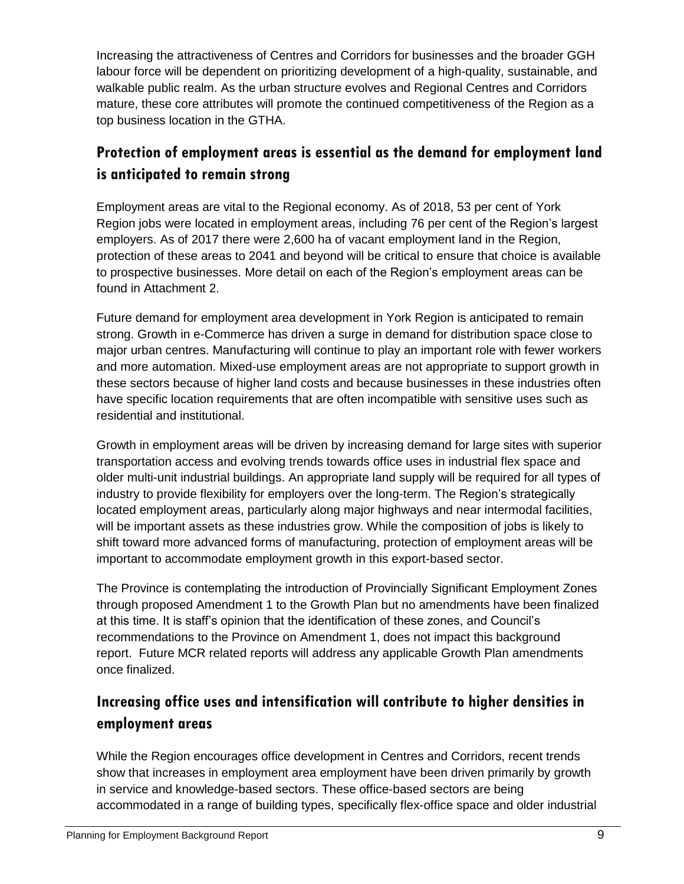Increasing the attractiveness of Centres and Corridors for businesses and the broader GGH labour force will be dependent on prioritizing development of a high-quality, sustainable, and walkable public realm. As the urban structure evolves and Regional Centres and Corridors mature, these core attributes will promote the continued competitiveness of the Region as a top business location in the GTHA.

## Protection of employment areas is essential as the demand for employment land is anticipated to remain strong

Employment areas are vital to the Regional economy. As of 2018, 53 per cent of York Region jobs were located in employment areas, including 76 per cent of the Region's largest employers. As of 2017 there were 2,600 ha of vacant employment land in the Region, protection of these areas to 2041 and beyond will be critical to ensure that choice is available to prospective businesses. More detail on each of the Region's employment areas can be found in Attachment 2.

Future demand for employment area development in York Region is anticipated to remain strong. Growth in e-Commerce has driven a surge in demand for distribution space close to major urban centres. Manufacturing will continue to play an important role with fewer workers and more automation. Mixed-use employment areas are not appropriate to support growth in these sectors because of higher land costs and because businesses in these industries often have specific location requirements that are often incompatible with sensitive uses such as residential and institutional.

Growth in employment areas will be driven by increasing demand for large sites with superior transportation access and evolving trends towards office uses in industrial flex space and older multi-unit industrial buildings. An appropriate land supply will be required for all types of industry to provide flexibility for employers over the long-term. The Region's strategically located employment areas, particularly along major highways and near intermodal facilities, will be important assets as these industries grow. While the composition of jobs is likely to shift toward more advanced forms of manufacturing, protection of employment areas will be important to accommodate employment growth in this export-based sector.

The Province is contemplating the introduction of Provincially Significant Employment Zones through proposed Amendment 1 to the Growth Plan but no amendments have been finalized at this time. It is staff's opinion that the identification of these zones, and Council's recommendations to the Province on Amendment 1, does not impact this background report. Future MCR related reports will address any applicable Growth Plan amendments once finalized.

## Increasing office uses and intensification will contribute to higher densities in employment areas

While the Region encourages office development in Centres and Corridors, recent trends show that increases in employment area employment have been driven primarily by growth in service and knowledge-based sectors. These office-based sectors are being accommodated in a range of building types, specifically flex-office space and older industrial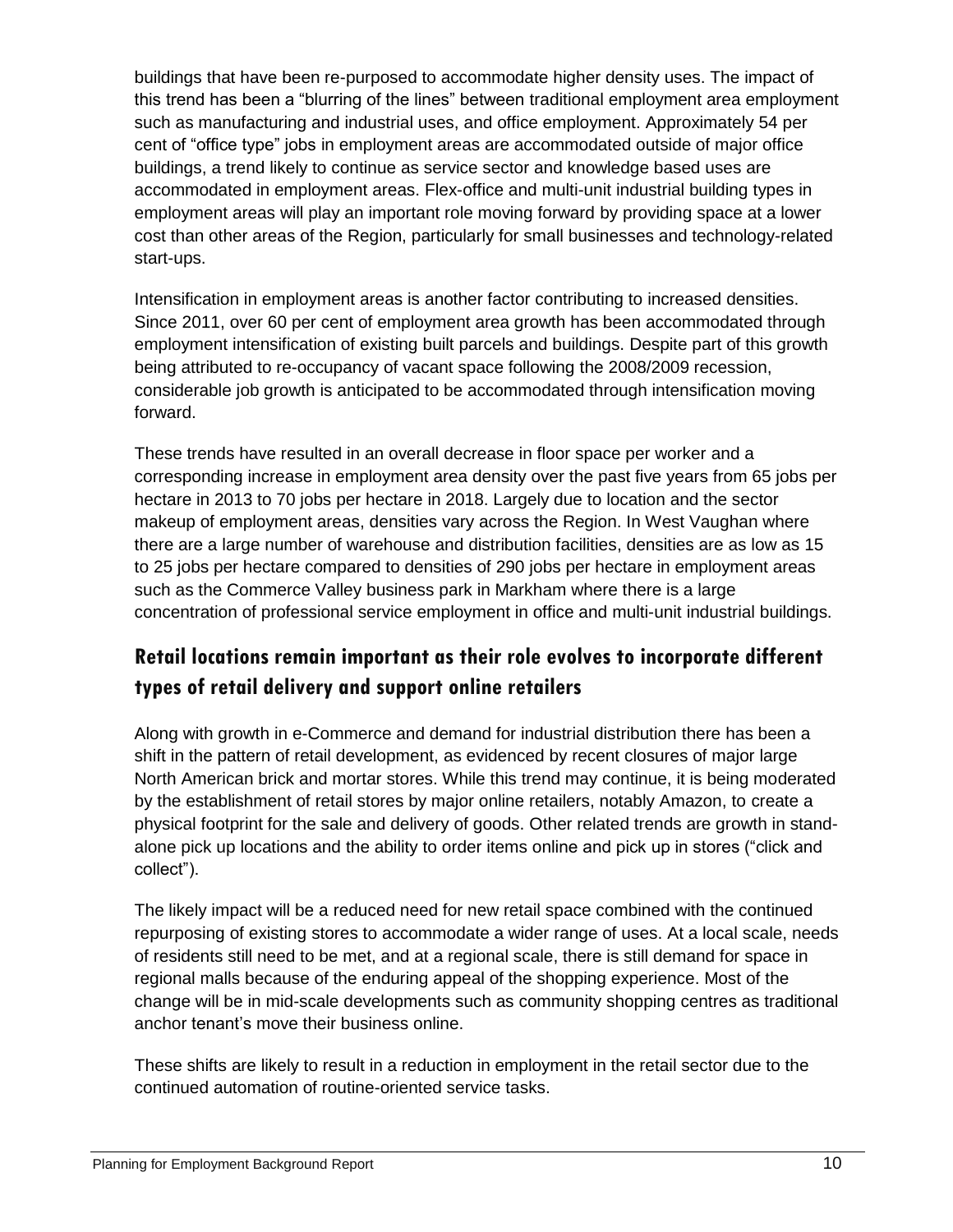buildings that have been re-purposed to accommodate higher density uses. The impact of this trend has been a "blurring of the lines" between traditional employment area employment such as manufacturing and industrial uses, and office employment. Approximately 54 per cent of "office type" jobs in employment areas are accommodated outside of major office buildings, a trend likely to continue as service sector and knowledge based uses are accommodated in employment areas. Flex-office and multi-unit industrial building types in employment areas will play an important role moving forward by providing space at a lower cost than other areas of the Region, particularly for small businesses and technology-related start-ups.

Intensification in employment areas is another factor contributing to increased densities. Since 2011, over 60 per cent of employment area growth has been accommodated through employment intensification of existing built parcels and buildings. Despite part of this growth being attributed to re-occupancy of vacant space following the 2008/2009 recession, considerable job growth is anticipated to be accommodated through intensification moving forward.

These trends have resulted in an overall decrease in floor space per worker and a corresponding increase in employment area density over the past five years from 65 jobs per hectare in 2013 to 70 jobs per hectare in 2018. Largely due to location and the sector makeup of employment areas, densities vary across the Region. In West Vaughan where there are a large number of warehouse and distribution facilities, densities are as low as 15 to 25 jobs per hectare compared to densities of 290 jobs per hectare in employment areas such as the Commerce Valley business park in Markham where there is a large concentration of professional service employment in office and multi-unit industrial buildings.

## Retail locations remain important as their role evolves to incorporate different types of retail delivery and support online retailers

Along with growth in e-Commerce and demand for industrial distribution there has been a shift in the pattern of retail development, as evidenced by recent closures of major large North American brick and mortar stores. While this trend may continue, it is being moderated by the establishment of retail stores by major online retailers, notably Amazon, to create a physical footprint for the sale and delivery of goods. Other related trends are growth in stand-alone pick up locations and the ability to order items online and pick up in stores ("click and collect").

The likely impact will be a reduced need for new retail space combined with the continued repurposing of existing stores to accommodate a wider range of uses. At a local scale, needs of residents still need to be met, and at a regional scale, there is still demand for space in regional malls because of the enduring appeal of the shopping experience. Most of the change will be in mid-scale developments such as community shopping centres as traditional anchor tenant's move their business online.

These shifts are likely to result in a reduction in employment in the retail sector due to the continued automation of routine-oriented service tasks.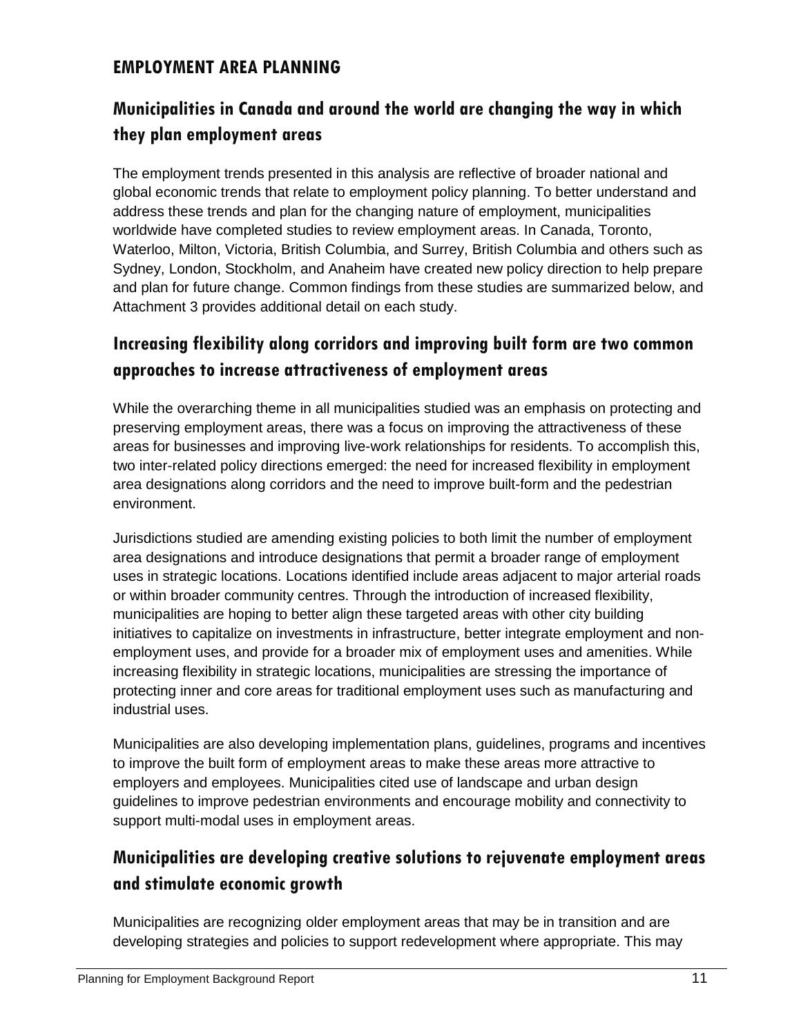## EMPLOYMENT AREA PLANNING

### Municipalities in Canada and around the world are changing the way in which they plan employment areas

The employment trends presented in this analysis are reflective of broader national and global economic trends that relate to employment policy planning. To better understand and address these trends and plan for the changing nature of employment, municipalities worldwide have completed studies to review employment areas. In Canada, Toronto, Waterloo, Milton, Victoria, British Columbia, and Surrey, British Columbia and others such as Sydney, London, Stockholm, and Anaheim have created new policy direction to help prepare and plan for future change. Common findings from these studies are summarized below, and Attachment 3 provides additional detail on each study.

### Increasing flexibility along corridors and improving built form are two common approaches to increase attractiveness of employment areas

While the overarching theme in all municipalities studied was an emphasis on protecting and preserving employment areas, there was a focus on improving the attractiveness of these areas for businesses and improving live-work relationships for residents. To accomplish this, two inter-related policy directions emerged: the need for increased flexibility in employment area designations along corridors and the need to improve built-form and the pedestrian environment.

Jurisdictions studied are amending existing policies to both limit the number of employment area designations and introduce designations that permit a broader range of employment uses in strategic locations. Locations identified include areas adjacent to major arterial roads or within broader community centres. Through the introduction of increased flexibility, municipalities are hoping to better align these targeted areas with other city building initiatives to capitalize on investments in infrastructure, better integrate employment and non-employment uses, and provide for a broader mix of employment uses and amenities. While increasing flexibility in strategic locations, municipalities are stressing the importance of protecting inner and core areas for traditional employment uses such as manufacturing and industrial uses.

Municipalities are also developing implementation plans, guidelines, programs and incentives to improve the built form of employment areas to make these areas more attractive to employers and employees. Municipalities cited use of landscape and urban design guidelines to improve pedestrian environments and encourage mobility and connectivity to support multi-modal uses in employment areas.

### Municipalities are developing creative solutions to rejuvenate employment areas and stimulate economic growth

Municipalities are recognizing older employment areas that may be in transition and are developing strategies and policies to support redevelopment where appropriate. This may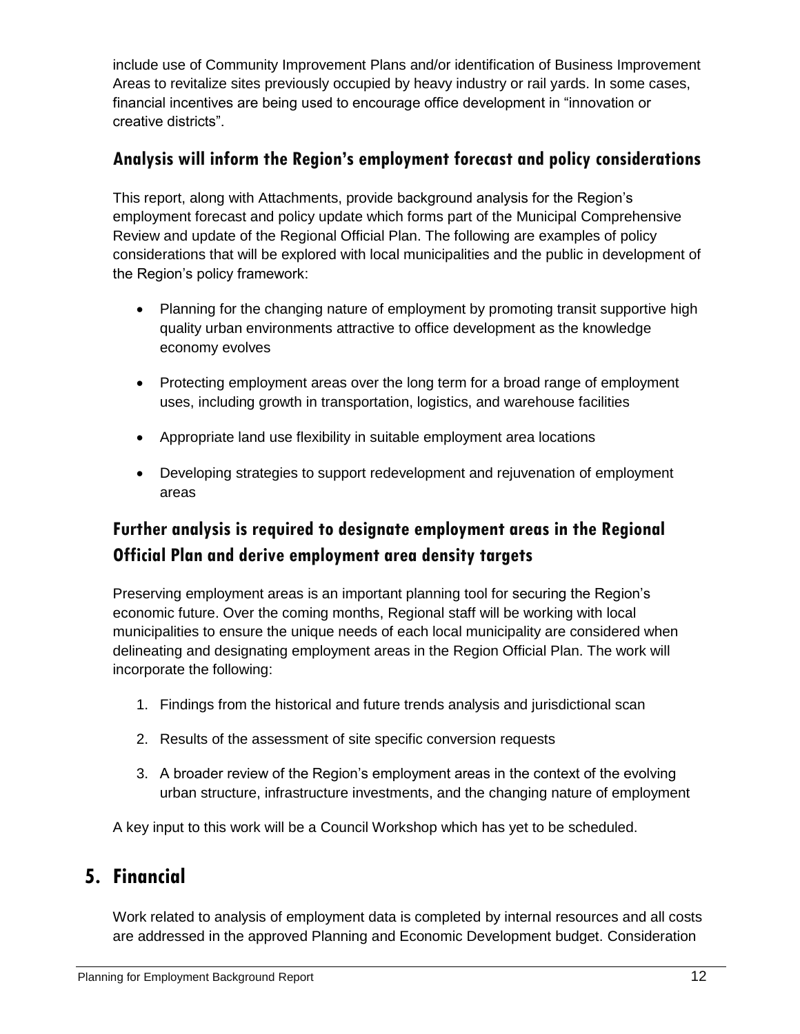include use of Community Improvement Plans and/or identification of Business Improvement Areas to revitalize sites previously occupied by heavy industry or rail yards. In some cases, financial incentives are being used to encourage office development in "innovation or creative districts".

### Analysis will inform the Region's employment forecast and policy considerations

This report, along with Attachments, provide background analysis for the Region's employment forecast and policy update which forms part of the Municipal Comprehensive Review and update of the Regional Official Plan. The following are examples of policy considerations that will be explored with local municipalities and the public in development of the Region's policy framework:

- Planning for the changing nature of employment by promoting transit supportive high quality urban environments attractive to office development as the knowledge economy evolves
- Protecting employment areas over the long term for a broad range of employment uses, including growth in transportation, logistics, and warehouse facilities
- Appropriate land use flexibility in suitable employment area locations
- Developing strategies to support redevelopment and rejuvenation of employment areas

### Further analysis is required to designate employment areas in the Regional Official Plan and derive employment area density targets

Preserving employment areas is an important planning tool for securing the Region's economic future. Over the coming months, Regional staff will be working with local municipalities to ensure the unique needs of each local municipality are considered when delineating and designating employment areas in the Region Official Plan. The work will incorporate the following:

1. Findings from the historical and future trends analysis and jurisdictional scan
2. Results of the assessment of site specific conversion requests
3. A broader review of the Region's employment areas in the context of the evolving urban structure, infrastructure investments, and the changing nature of employment

A key input to this work will be a Council Workshop which has yet to be scheduled.

## 5. Financial

Work related to analysis of employment data is completed by internal resources and all costs are addressed in the approved Planning and Economic Development budget. Consideration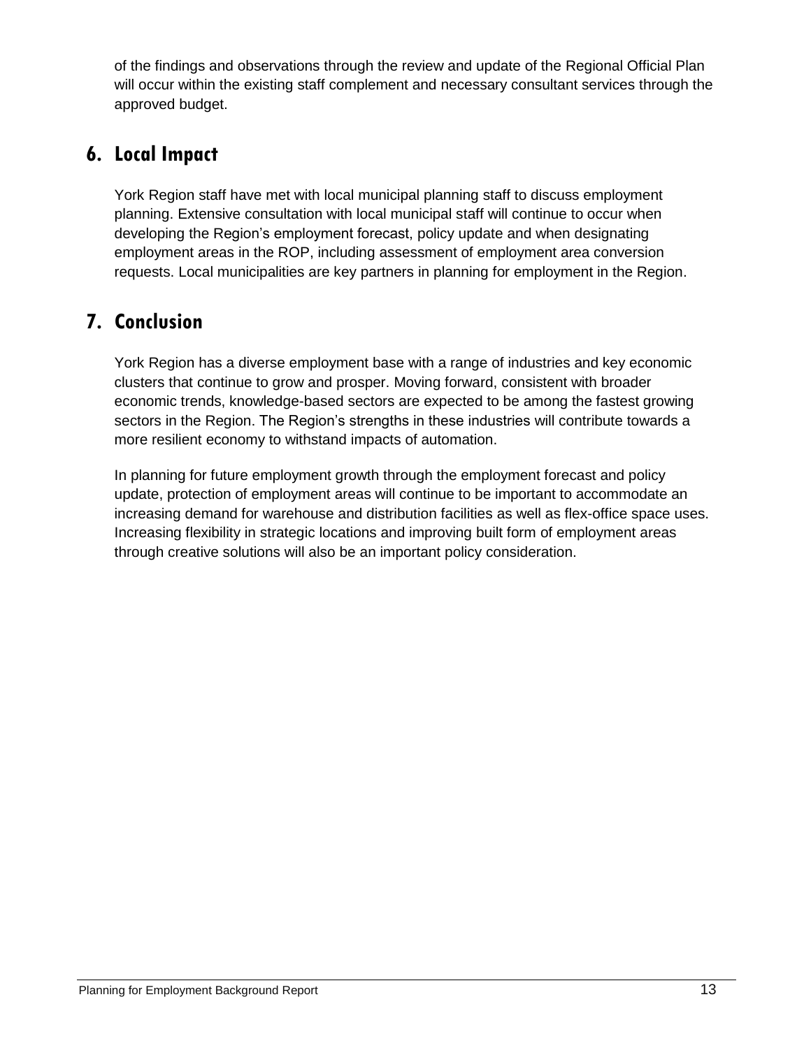of the findings and observations through the review and update of the Regional Official Plan will occur within the existing staff complement and necessary consultant services through the approved budget.

## 6. Local Impact

York Region staff have met with local municipal planning staff to discuss employment planning. Extensive consultation with local municipal staff will continue to occur when developing the Region's employment forecast, policy update and when designating employment areas in the ROP, including assessment of employment area conversion requests. Local municipalities are key partners in planning for employment in the Region.

## 7. Conclusion

York Region has a diverse employment base with a range of industries and key economic clusters that continue to grow and prosper. Moving forward, consistent with broader economic trends, knowledge-based sectors are expected to be among the fastest growing sectors in the Region. The Region's strengths in these industries will contribute towards a more resilient economy to withstand impacts of automation.

In planning for future employment growth through the employment forecast and policy update, protection of employment areas will continue to be important to accommodate an increasing demand for warehouse and distribution facilities as well as flex-office space uses. Increasing flexibility in strategic locations and improving built form of employment areas through creative solutions will also be an important policy consideration.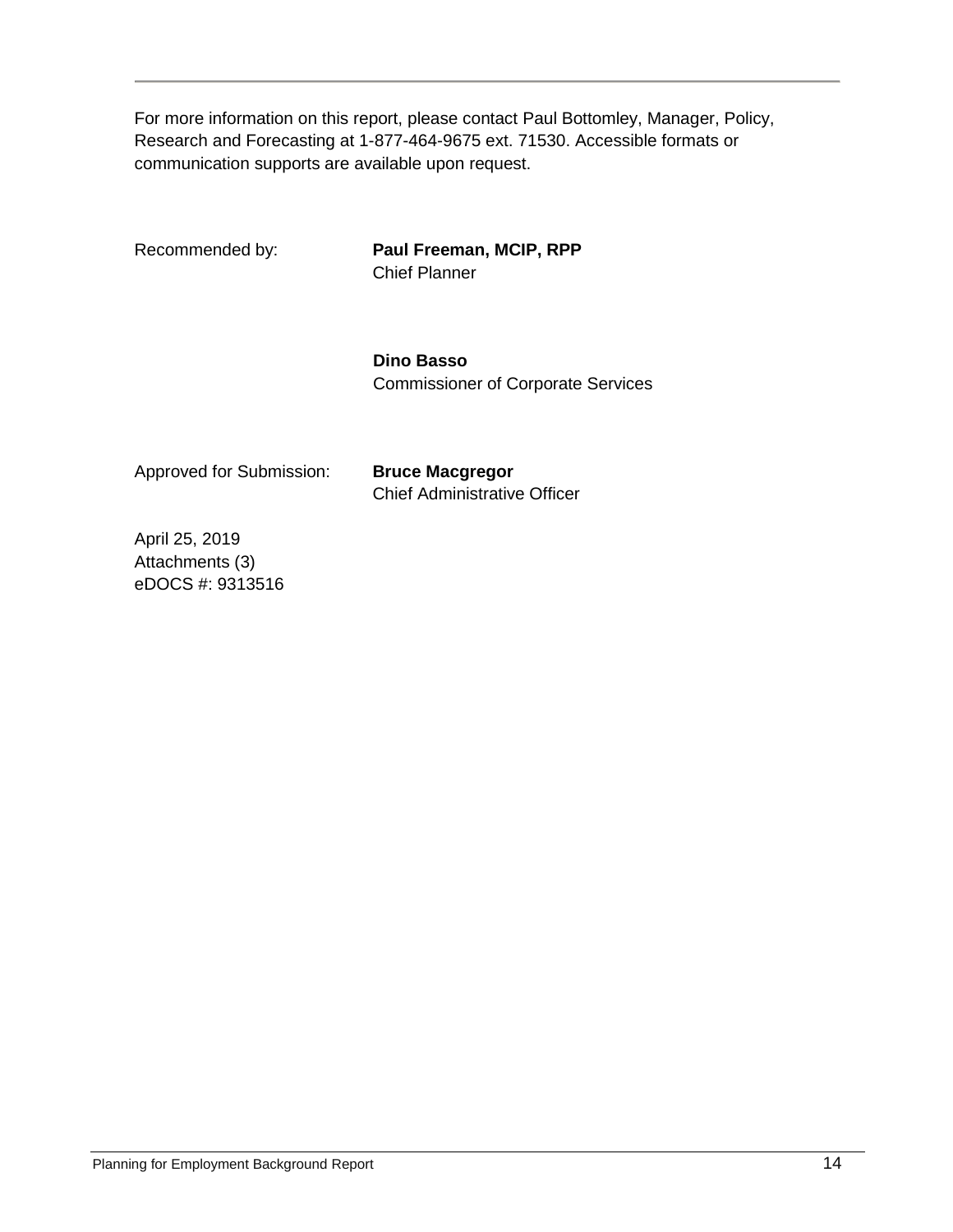For more information on this report, please contact Paul Bottomley, Manager, Policy, Research and Forecasting at 1-877-464-9675 ext. 71530. Accessible formats or communication supports are available upon request.

Recommended by: **Paul Freeman, MCIP, RPP**
Chief Planner

**Dino Basso**
Commissioner of Corporate Services

Approved for Submission: **Bruce Macgregor**
Chief Administrative Officer

April 25, 2019
Attachments (3)
eDOCS #: 9313516